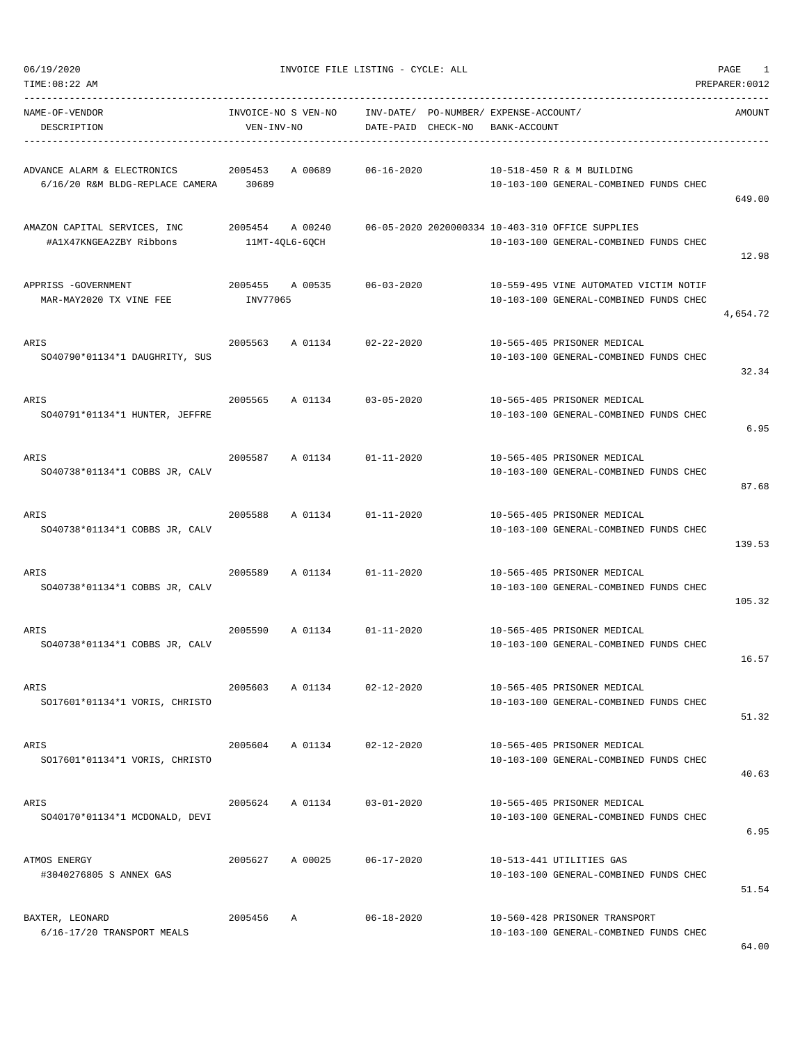INVOICE FILE LISTING - CYCLE: ALL

| NAME-OF-VENDOR / DESCRIPTION | INVOICE-NO / VEN-INV-NO | S | VEN-NO | INV-DATE/ DATE-PAID | PO-NUMBER/ CHECK-NO | EXPENSE-ACCOUNT/ BANK-ACCOUNT | AMOUNT |
|---|---|---|---|---|---|---|---|
| ADVANCE ALARM & ELECTRONICS<br>6/16/20 R&M BLDG-REPLACE CAMERA | 2005453<br>30689 | A | 00689 | 06-16-2020 | | 10-518-450 R & M BUILDING<br>10-103-100 GENERAL-COMBINED FUNDS CHEC | 649.00 |
| AMAZON CAPITAL SERVICES, INC<br>#A1X47KNGEA2ZBY Ribbons | 2005454<br>11MT-4QL6-6QCH | A | 00240 | 06-05-2020 | 2020000334 | 10-403-310 OFFICE SUPPLIES<br>10-103-100 GENERAL-COMBINED FUNDS CHEC | 12.98 |
| APPRISS -GOVERNMENT<br>MAR-MAY2020 TX VINE FEE | 2005455<br>INV77065 | A | 00535 | 06-03-2020 | | 10-559-495 VINE AUTOMATED VICTIM NOTIF<br>10-103-100 GENERAL-COMBINED FUNDS CHEC | 4,654.72 |
| ARIS<br>SO40790*01134*1 DAUGHRITY, SUS | 2005563 | A | 01134 | 02-22-2020 | | 10-565-405 PRISONER MEDICAL<br>10-103-100 GENERAL-COMBINED FUNDS CHEC | 32.34 |
| ARIS<br>SO40791*01134*1 HUNTER, JEFFRE | 2005565 | A | 01134 | 03-05-2020 | | 10-565-405 PRISONER MEDICAL<br>10-103-100 GENERAL-COMBINED FUNDS CHEC | 6.95 |
| ARIS<br>SO40738*01134*1 COBBS JR, CALV | 2005587 | A | 01134 | 01-11-2020 | | 10-565-405 PRISONER MEDICAL<br>10-103-100 GENERAL-COMBINED FUNDS CHEC | 87.68 |
| ARIS<br>SO40738*01134*1 COBBS JR, CALV | 2005588 | A | 01134 | 01-11-2020 | | 10-565-405 PRISONER MEDICAL<br>10-103-100 GENERAL-COMBINED FUNDS CHEC | 139.53 |
| ARIS<br>SO40738*01134*1 COBBS JR, CALV | 2005589 | A | 01134 | 01-11-2020 | | 10-565-405 PRISONER MEDICAL<br>10-103-100 GENERAL-COMBINED FUNDS CHEC | 105.32 |
| ARIS<br>SO40738*01134*1 COBBS JR, CALV | 2005590 | A | 01134 | 01-11-2020 | | 10-565-405 PRISONER MEDICAL<br>10-103-100 GENERAL-COMBINED FUNDS CHEC | 16.57 |
| ARIS<br>SO17601*01134*1 VORIS, CHRISTO | 2005603 | A | 01134 | 02-12-2020 | | 10-565-405 PRISONER MEDICAL<br>10-103-100 GENERAL-COMBINED FUNDS CHEC | 51.32 |
| ARIS<br>SO17601*01134*1 VORIS, CHRISTO | 2005604 | A | 01134 | 02-12-2020 | | 10-565-405 PRISONER MEDICAL<br>10-103-100 GENERAL-COMBINED FUNDS CHEC | 40.63 |
| ARIS<br>SO40170*01134*1 MCDONALD, DEVI | 2005624 | A | 01134 | 03-01-2020 | | 10-565-405 PRISONER MEDICAL<br>10-103-100 GENERAL-COMBINED FUNDS CHEC | 6.95 |
| ATMOS ENERGY<br>#3040276805 S ANNEX GAS | 2005627 | A | 00025 | 06-17-2020 | | 10-513-441 UTILITIES GAS<br>10-103-100 GENERAL-COMBINED FUNDS CHEC | 51.54 |
| BAXTER, LEONARD<br>6/16-17/20 TRANSPORT MEALS | 2005456 | A | | 06-18-2020 | | 10-560-428 PRISONER TRANSPORT<br>10-103-100 GENERAL-COMBINED FUNDS CHEC | 64.00 |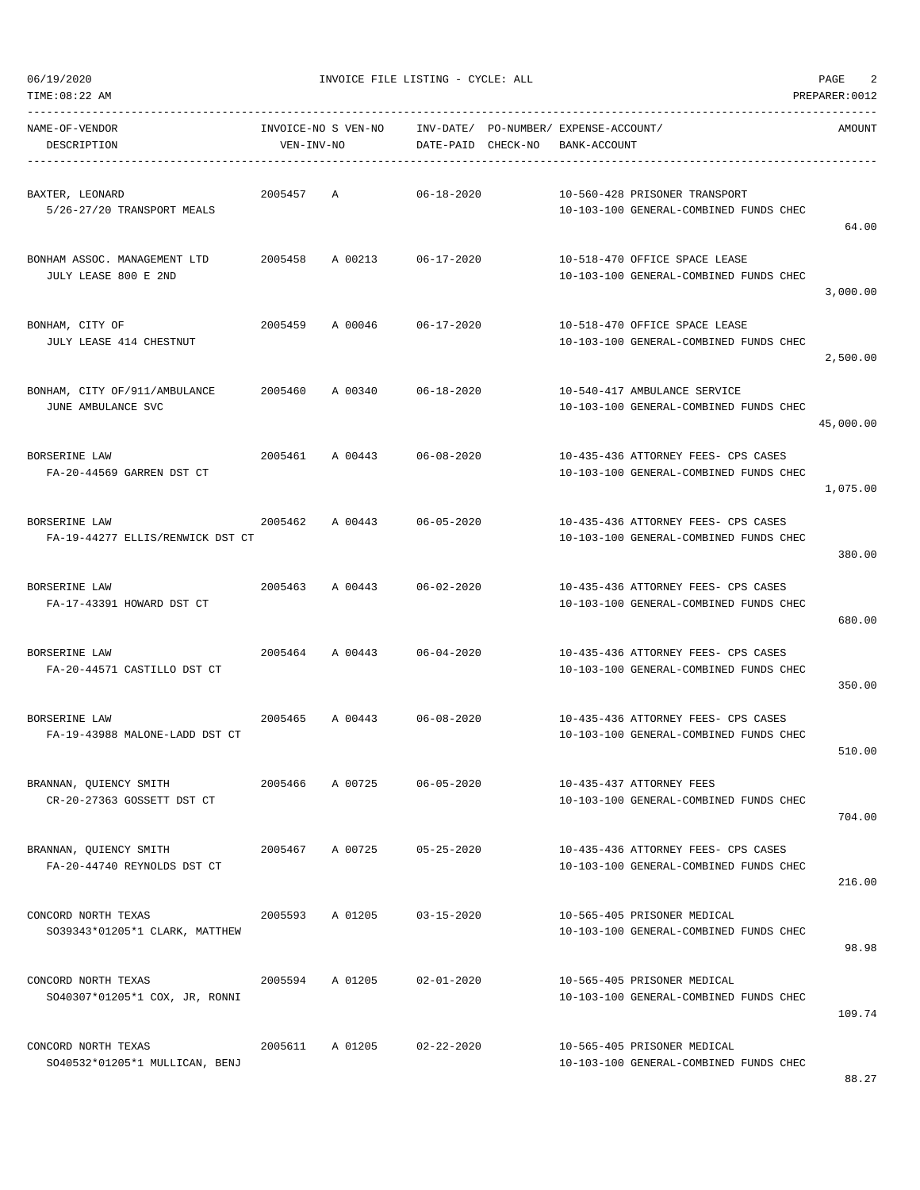06/19/2020 INVOICE FILE LISTING - CYCLE: ALL

TIME:08:22 AM PREPARER:0012

| NAME-OF-VENDOR / DESCRIPTION | INVOICE-NO | S | VEN-NO / VEN-INV-NO | INV-DATE/ DATE-PAID | PO-NUMBER/ CHECK-NO | EXPENSE-ACCOUNT/ BANK-ACCOUNT | AMOUNT |
|---|---|---|---|---|---|---|---|
| BAXTER, LEONARD<br>5/26-27/20 TRANSPORT MEALS | 2005457 | A | | 06-18-2020 | | 10-560-428 PRISONER TRANSPORT<br>10-103-100 GENERAL-COMBINED FUNDS CHEC | 64.00 |
| BONHAM ASSOC. MANAGEMENT LTD<br>JULY LEASE 800 E 2ND | 2005458 | A | 00213 | 06-17-2020 | | 10-518-470 OFFICE SPACE LEASE<br>10-103-100 GENERAL-COMBINED FUNDS CHEC | 3,000.00 |
| BONHAM, CITY OF<br>JULY LEASE 414 CHESTNUT | 2005459 | A | 00046 | 06-17-2020 | | 10-518-470 OFFICE SPACE LEASE<br>10-103-100 GENERAL-COMBINED FUNDS CHEC | 2,500.00 |
| BONHAM, CITY OF/911/AMBULANCE<br>JUNE AMBULANCE SVC | 2005460 | A | 00340 | 06-18-2020 | | 10-540-417 AMBULANCE SERVICE<br>10-103-100 GENERAL-COMBINED FUNDS CHEC | 45,000.00 |
| BORSERINE LAW<br>FA-20-44569 GARREN DST CT | 2005461 | A | 00443 | 06-08-2020 | | 10-435-436 ATTORNEY FEES- CPS CASES<br>10-103-100 GENERAL-COMBINED FUNDS CHEC | 1,075.00 |
| BORSERINE LAW<br>FA-19-44277 ELLIS/RENWICK DST CT | 2005462 | A | 00443 | 06-05-2020 | | 10-435-436 ATTORNEY FEES- CPS CASES<br>10-103-100 GENERAL-COMBINED FUNDS CHEC | 380.00 |
| BORSERINE LAW<br>FA-17-43391 HOWARD DST CT | 2005463 | A | 00443 | 06-02-2020 | | 10-435-436 ATTORNEY FEES- CPS CASES<br>10-103-100 GENERAL-COMBINED FUNDS CHEC | 680.00 |
| BORSERINE LAW<br>FA-20-44571 CASTILLO DST CT | 2005464 | A | 00443 | 06-04-2020 | | 10-435-436 ATTORNEY FEES- CPS CASES<br>10-103-100 GENERAL-COMBINED FUNDS CHEC | 350.00 |
| BORSERINE LAW<br>FA-19-43988 MALONE-LADD DST CT | 2005465 | A | 00443 | 06-08-2020 | | 10-435-436 ATTORNEY FEES- CPS CASES<br>10-103-100 GENERAL-COMBINED FUNDS CHEC | 510.00 |
| BRANNAN, QUIENCY SMITH<br>CR-20-27363 GOSSETT DST CT | 2005466 | A | 00725 | 06-05-2020 | | 10-435-437 ATTORNEY FEES<br>10-103-100 GENERAL-COMBINED FUNDS CHEC | 704.00 |
| BRANNAN, QUIENCY SMITH<br>FA-20-44740 REYNOLDS DST CT | 2005467 | A | 00725 | 05-25-2020 | | 10-435-436 ATTORNEY FEES- CPS CASES<br>10-103-100 GENERAL-COMBINED FUNDS CHEC | 216.00 |
| CONCORD NORTH TEXAS<br>SO39343*01205*1 CLARK, MATTHEW | 2005593 | A | 01205 | 03-15-2020 | | 10-565-405 PRISONER MEDICAL<br>10-103-100 GENERAL-COMBINED FUNDS CHEC | 98.98 |
| CONCORD NORTH TEXAS<br>SO40307*01205*1 COX, JR, RONNI | 2005594 | A | 01205 | 02-01-2020 | | 10-565-405 PRISONER MEDICAL<br>10-103-100 GENERAL-COMBINED FUNDS CHEC | 109.74 |
| CONCORD NORTH TEXAS<br>SO40532*01205*1 MULLICAN, BENJ | 2005611 | A | 01205 | 02-22-2020 | | 10-565-405 PRISONER MEDICAL<br>10-103-100 GENERAL-COMBINED FUNDS CHEC | 88.27 |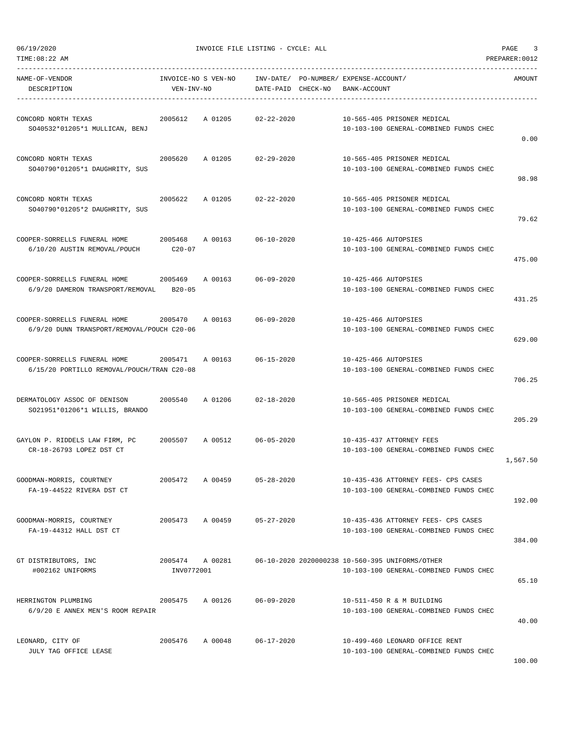06/19/2020 INVOICE FILE LISTING - CYCLE: ALL

TIME:08:22 AM PREPARER:0012

| NAME-OF-VENDOR / DESCRIPTION | INVOICE-NO / VEN-INV-NO | S VEN-NO | INV-DATE/ DATE-PAID | PO-NUMBER/ CHECK-NO | EXPENSE-ACCOUNT/ BANK-ACCOUNT | AMOUNT |
|---|---|---|---|---|---|---|
| CONCORD NORTH TEXAS<br>SO40532*01205*1 MULLICAN, BENJ | 2005612 | A 01205 | 02-22-2020 | | 10-565-405 PRISONER MEDICAL<br>10-103-100 GENERAL-COMBINED FUNDS CHEC | 0.00 |
| CONCORD NORTH TEXAS<br>SO40790*01205*1 DAUGHRITY, SUS | 2005620 | A 01205 | 02-29-2020 | | 10-565-405 PRISONER MEDICAL<br>10-103-100 GENERAL-COMBINED FUNDS CHEC | 98.98 |
| CONCORD NORTH TEXAS<br>SO40790*01205*2 DAUGHRITY, SUS | 2005622 | A 01205 | 02-22-2020 | | 10-565-405 PRISONER MEDICAL<br>10-103-100 GENERAL-COMBINED FUNDS CHEC | 79.62 |
| COOPER-SORRELLS FUNERAL HOME<br>6/10/20 AUSTIN REMOVAL/POUCH | 2005468<br>C20-07 | A 00163 | 06-10-2020 | | 10-425-466 AUTOPSIES<br>10-103-100 GENERAL-COMBINED FUNDS CHEC | 475.00 |
| COOPER-SORRELLS FUNERAL HOME<br>6/9/20 DAMERON TRANSPORT/REMOVAL | 2005469<br>B20-05 | A 00163 | 06-09-2020 | | 10-425-466 AUTOPSIES<br>10-103-100 GENERAL-COMBINED FUNDS CHEC | 431.25 |
| COOPER-SORRELLS FUNERAL HOME<br>6/9/20 DUNN TRANSPORT/REMOVAL/POUCH | 2005470<br>C20-06 | A 00163 | 06-09-2020 | | 10-425-466 AUTOPSIES<br>10-103-100 GENERAL-COMBINED FUNDS CHEC | 629.00 |
| COOPER-SORRELLS FUNERAL HOME<br>6/15/20 PORTILLO REMOVAL/POUCH/TRAN | 2005471<br>C20-08 | A 00163 | 06-15-2020 | | 10-425-466 AUTOPSIES<br>10-103-100 GENERAL-COMBINED FUNDS CHEC | 706.25 |
| DERMATOLOGY ASSOC OF DENISON<br>SO21951*01206*1 WILLIS, BRANDO | 2005540 | A 01206 | 02-18-2020 | | 10-565-405 PRISONER MEDICAL<br>10-103-100 GENERAL-COMBINED FUNDS CHEC | 205.29 |
| GAYLON P. RIDDELS LAW FIRM, PC<br>CR-18-26793 LOPEZ DST CT | 2005507 | A 00512 | 06-05-2020 | | 10-435-437 ATTORNEY FEES<br>10-103-100 GENERAL-COMBINED FUNDS CHEC | 1,567.50 |
| GOODMAN-MORRIS, COURTNEY<br>FA-19-44522 RIVERA DST CT | 2005472 | A 00459 | 05-28-2020 | | 10-435-436 ATTORNEY FEES- CPS CASES<br>10-103-100 GENERAL-COMBINED FUNDS CHEC | 192.00 |
| GOODMAN-MORRIS, COURTNEY<br>FA-19-44312 HALL DST CT | 2005473 | A 00459 | 05-27-2020 | | 10-435-436 ATTORNEY FEES- CPS CASES<br>10-103-100 GENERAL-COMBINED FUNDS CHEC | 384.00 |
| GT DISTRIBUTORS, INC<br>#002162 UNIFORMS | 2005474<br>INV0772001 | A 00281 | 06-10-2020 | 2020000238 | 10-560-395 UNIFORMS/OTHER<br>10-103-100 GENERAL-COMBINED FUNDS CHEC | 65.10 |
| HERRINGTON PLUMBING<br>6/9/20 E ANNEX MEN'S ROOM REPAIR | 2005475 | A 00126 | 06-09-2020 | | 10-511-450 R & M BUILDING<br>10-103-100 GENERAL-COMBINED FUNDS CHEC | 40.00 |
| LEONARD, CITY OF<br>JULY TAG OFFICE LEASE | 2005476 | A 00048 | 06-17-2020 | | 10-499-460 LEONARD OFFICE RENT<br>10-103-100 GENERAL-COMBINED FUNDS CHEC | 100.00 |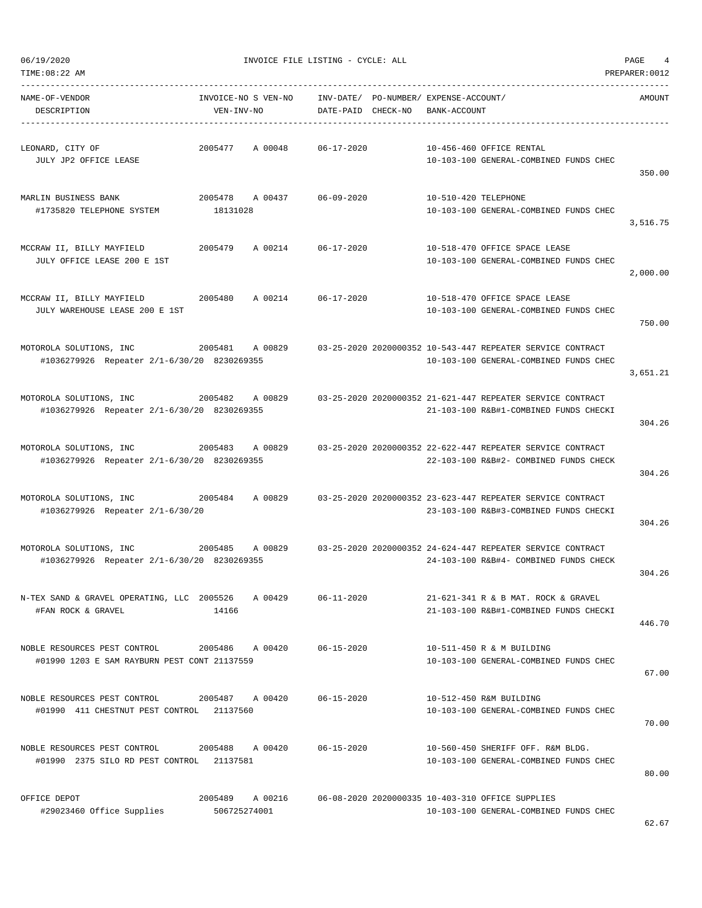06/19/2020 INVOICE FILE LISTING - CYCLE: ALL

TIME:08:22 AM PREPARER:0012

| NAME-OF-VENDOR / DESCRIPTION | INVOICE-NO S VEN-NO / VEN-INV-NO | INV-DATE/ DATE-PAID | PO-NUMBER/ CHECK-NO | EXPENSE-ACCOUNT/ BANK-ACCOUNT | AMOUNT |
|---|---|---|---|---|---|
| LEONARD, CITY OF<br>JULY JP2 OFFICE LEASE | 2005477 A 00048 | 06-17-2020 | | 10-456-460 OFFICE RENTAL<br>10-103-100 GENERAL-COMBINED FUNDS CHEC | 350.00 |
| MARLIN BUSINESS BANK<br>#1735820 TELEPHONE SYSTEM | 2005478 A 00437<br>18131028 | 06-09-2020 | | 10-510-420 TELEPHONE<br>10-103-100 GENERAL-COMBINED FUNDS CHEC | 3,516.75 |
| MCCRAW II, BILLY MAYFIELD<br>JULY OFFICE LEASE 200 E 1ST | 2005479 A 00214 | 06-17-2020 | | 10-518-470 OFFICE SPACE LEASE<br>10-103-100 GENERAL-COMBINED FUNDS CHEC | 2,000.00 |
| MCCRAW II, BILLY MAYFIELD<br>JULY WAREHOUSE LEASE 200 E 1ST | 2005480 A 00214 | 06-17-2020 | | 10-518-470 OFFICE SPACE LEASE<br>10-103-100 GENERAL-COMBINED FUNDS CHEC | 750.00 |
| MOTOROLA SOLUTIONS, INC<br>#1036279926 Repeater 2/1-6/30/20 | 2005481 A 00829<br>8230269355 | 03-25-2020 | 2020000352 | 10-543-447 REPEATER SERVICE CONTRACT<br>10-103-100 GENERAL-COMBINED FUNDS CHEC | 3,651.21 |
| MOTOROLA SOLUTIONS, INC<br>#1036279926 Repeater 2/1-6/30/20 | 2005482 A 00829<br>8230269355 | 03-25-2020 | 2020000352 | 21-621-447 REPEATER SERVICE CONTRACT<br>21-103-100 R&B#1-COMBINED FUNDS CHECKI | 304.26 |
| MOTOROLA SOLUTIONS, INC<br>#1036279926 Repeater 2/1-6/30/20 | 2005483 A 00829<br>8230269355 | 03-25-2020 | 2020000352 | 22-622-447 REPEATER SERVICE CONTRACT<br>22-103-100 R&B#2- COMBINED FUNDS CHECK | 304.26 |
| MOTOROLA SOLUTIONS, INC<br>#1036279926 Repeater 2/1-6/30/20 | 2005484 A 00829 | 03-25-2020 | 2020000352 | 23-623-447 REPEATER SERVICE CONTRACT<br>23-103-100 R&B#3-COMBINED FUNDS CHECKI | 304.26 |
| MOTOROLA SOLUTIONS, INC<br>#1036279926 Repeater 2/1-6/30/20 | 2005485 A 00829<br>8230269355 | 03-25-2020 | 2020000352 | 24-624-447 REPEATER SERVICE CONTRACT<br>24-103-100 R&B#4- COMBINED FUNDS CHECK | 304.26 |
| N-TEX SAND & GRAVEL OPERATING, LLC<br>#FAN ROCK & GRAVEL | 2005526 A 00429<br>14166 | 06-11-2020 | | 21-621-341 R & B MAT. ROCK & GRAVEL<br>21-103-100 R&B#1-COMBINED FUNDS CHECKI | 446.70 |
| NOBLE RESOURCES PEST CONTROL<br>#01990 1203 E SAM RAYBURN PEST CONT | 2005486 A 00420<br>21137559 | 06-15-2020 | | 10-511-450 R & M BUILDING<br>10-103-100 GENERAL-COMBINED FUNDS CHEC | 67.00 |
| NOBLE RESOURCES PEST CONTROL<br>#01990 411 CHESTNUT PEST CONTROL | 2005487 A 00420<br>21137560 | 06-15-2020 | | 10-512-450 R&M BUILDING<br>10-103-100 GENERAL-COMBINED FUNDS CHEC | 70.00 |
| NOBLE RESOURCES PEST CONTROL<br>#01990 2375 SILO RD PEST CONTROL | 2005488 A 00420<br>21137581 | 06-15-2020 | | 10-560-450 SHERIFF OFF. R&M BLDG.<br>10-103-100 GENERAL-COMBINED FUNDS CHEC | 80.00 |
| OFFICE DEPOT<br>#29023460 Office Supplies | 2005489 A 00216<br>506725274001 | 06-08-2020 | 2020000335 | 10-403-310 OFFICE SUPPLIES<br>10-103-100 GENERAL-COMBINED FUNDS CHEC | 62.67 |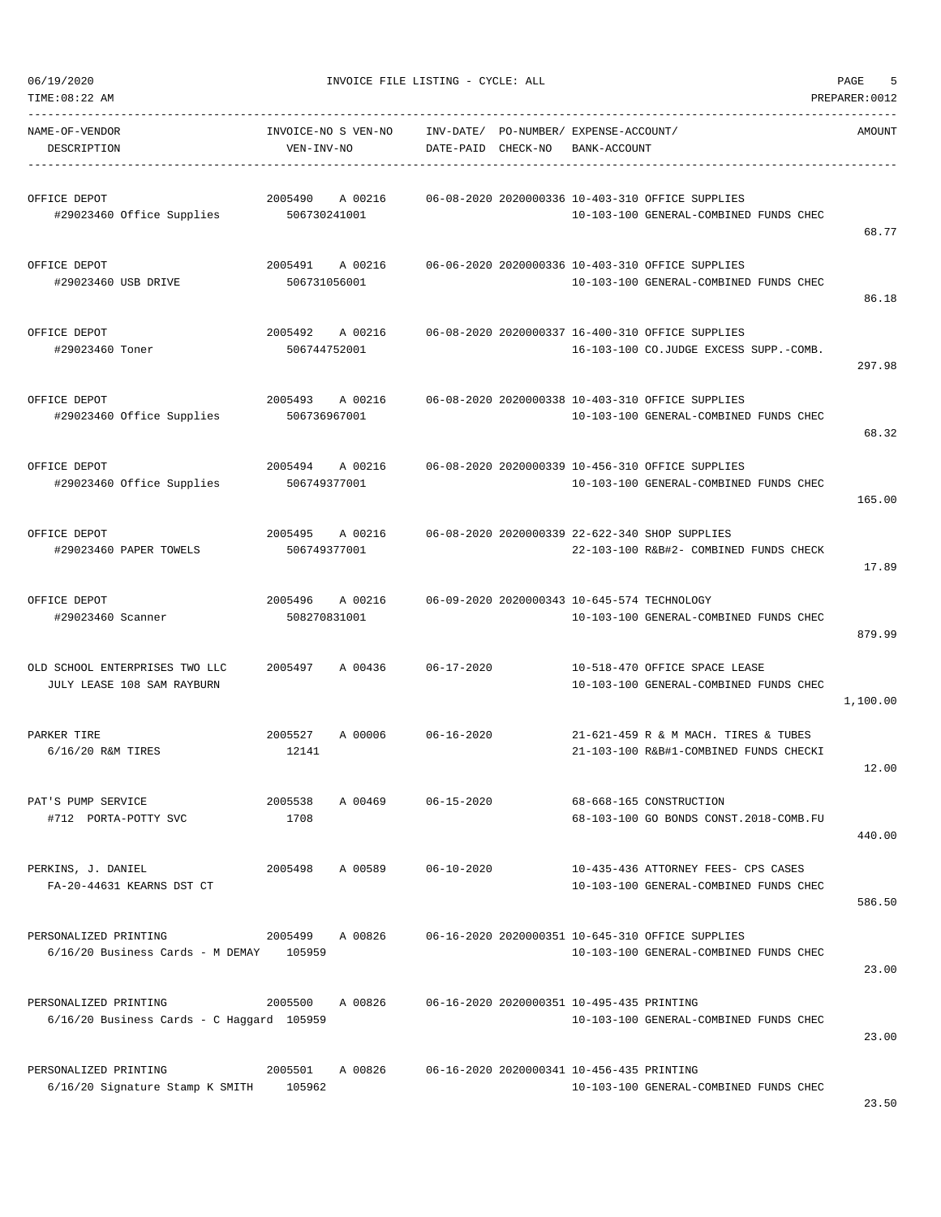| NAME-OF-VENDOR DESCRIPTION | INVOICE-NO S VEN-NO VEN-INV-NO | INV-DATE/ DATE-PAID | PO-NUMBER/ CHECK-NO | EXPENSE-ACCOUNT/ BANK-ACCOUNT | AMOUNT |
|---|---|---|---|---|---|
| OFFICE DEPOT #29023460 Office Supplies | 2005490 A 00216 506730241001 | 06-08-2020 | 2020000336 | 10-403-310 OFFICE SUPPLIES 10-103-100 GENERAL-COMBINED FUNDS CHEC | 68.77 |
| OFFICE DEPOT #29023460 USB DRIVE | 2005491 A 00216 506731056001 | 06-06-2020 | 2020000336 | 10-403-310 OFFICE SUPPLIES 10-103-100 GENERAL-COMBINED FUNDS CHEC | 86.18 |
| OFFICE DEPOT #29023460 Toner | 2005492 A 00216 506744752001 | 06-08-2020 | 2020000337 | 16-400-310 OFFICE SUPPLIES 16-103-100 CO.JUDGE EXCESS SUPP.-COMB. | 297.98 |
| OFFICE DEPOT #29023460 Office Supplies | 2005493 A 00216 506736967001 | 06-08-2020 | 2020000338 | 10-403-310 OFFICE SUPPLIES 10-103-100 GENERAL-COMBINED FUNDS CHEC | 68.32 |
| OFFICE DEPOT #29023460 Office Supplies | 2005494 A 00216 506749377001 | 06-08-2020 | 2020000339 | 10-456-310 OFFICE SUPPLIES 10-103-100 GENERAL-COMBINED FUNDS CHEC | 165.00 |
| OFFICE DEPOT #29023460 PAPER TOWELS | 2005495 A 00216 506749377001 | 06-08-2020 | 2020000339 | 22-622-340 SHOP SUPPLIES 22-103-100 R&B#2- COMBINED FUNDS CHECK | 17.89 |
| OFFICE DEPOT #29023460 Scanner | 2005496 A 00216 508270831001 | 06-09-2020 | 2020000343 | 10-645-574 TECHNOLOGY 10-103-100 GENERAL-COMBINED FUNDS CHEC | 879.99 |
| OLD SCHOOL ENTERPRISES TWO LLC JULY LEASE 108 SAM RAYBURN | 2005497 A 00436 | 06-17-2020 | | 10-518-470 OFFICE SPACE LEASE 10-103-100 GENERAL-COMBINED FUNDS CHEC | 1,100.00 |
| PARKER TIRE 6/16/20 R&M TIRES | 2005527 A 00006 12141 | 06-16-2020 | | 21-621-459 R & M MACH. TIRES & TUBES 21-103-100 R&B#1-COMBINED FUNDS CHECKI | 12.00 |
| PAT'S PUMP SERVICE #712 PORTA-POTTY SVC | 2005538 A 00469 1708 | 06-15-2020 | | 68-668-165 CONSTRUCTION 68-103-100 GO BONDS CONST.2018-COMB.FU | 440.00 |
| PERKINS, J. DANIEL FA-20-44631 KEARNS DST CT | 2005498 A 00589 | 06-10-2020 | | 10-435-436 ATTORNEY FEES- CPS CASES 10-103-100 GENERAL-COMBINED FUNDS CHEC | 586.50 |
| PERSONALIZED PRINTING 6/16/20 Business Cards - M DEMAY | 2005499 A 00826 105959 | 06-16-2020 | 2020000351 | 10-645-310 OFFICE SUPPLIES 10-103-100 GENERAL-COMBINED FUNDS CHEC | 23.00 |
| PERSONALIZED PRINTING 6/16/20 Business Cards - C Haggard | 2005500 A 00826 105959 | 06-16-2020 | 2020000351 | 10-495-435 PRINTING 10-103-100 GENERAL-COMBINED FUNDS CHEC | 23.00 |
| PERSONALIZED PRINTING 6/16/20 Signature Stamp K SMITH | 2005501 A 00826 105962 | 06-16-2020 | 2020000341 | 10-456-435 PRINTING 10-103-100 GENERAL-COMBINED FUNDS CHEC | 23.50 |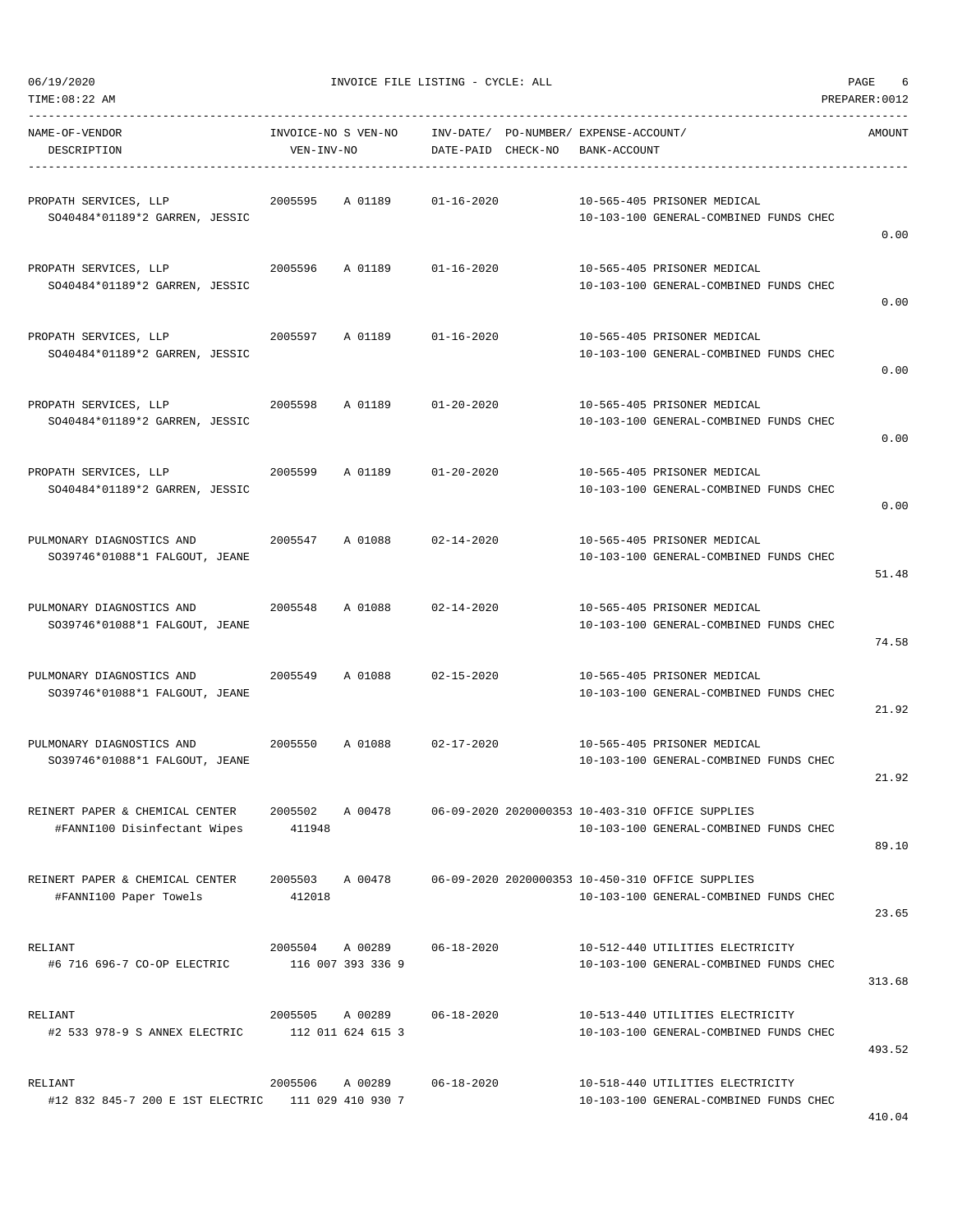06/19/2020 INVOICE FILE LISTING - CYCLE: ALL

TIME:08:22 AM PREPARER:0012

| NAME-OF-VENDOR / DESCRIPTION | INVOICE-NO S VEN-NO / VEN-INV-NO | INV-DATE/ DATE-PAID | PO-NUMBER/ CHECK-NO | EXPENSE-ACCOUNT/ BANK-ACCOUNT | AMOUNT |
|---|---|---|---|---|---|
| PROPATH SERVICES, LLP<br>SO40484*01189*2 GARREN, JESSIC | 2005595 A 01189 | 01-16-2020 | | 10-565-405 PRISONER MEDICAL<br>10-103-100 GENERAL-COMBINED FUNDS CHEC | 0.00 |
| PROPATH SERVICES, LLP<br>SO40484*01189*2 GARREN, JESSIC | 2005596 A 01189 | 01-16-2020 | | 10-565-405 PRISONER MEDICAL<br>10-103-100 GENERAL-COMBINED FUNDS CHEC | 0.00 |
| PROPATH SERVICES, LLP<br>SO40484*01189*2 GARREN, JESSIC | 2005597 A 01189 | 01-16-2020 | | 10-565-405 PRISONER MEDICAL<br>10-103-100 GENERAL-COMBINED FUNDS CHEC | 0.00 |
| PROPATH SERVICES, LLP<br>SO40484*01189*2 GARREN, JESSIC | 2005598 A 01189 | 01-20-2020 | | 10-565-405 PRISONER MEDICAL<br>10-103-100 GENERAL-COMBINED FUNDS CHEC | 0.00 |
| PROPATH SERVICES, LLP<br>SO40484*01189*2 GARREN, JESSIC | 2005599 A 01189 | 01-20-2020 | | 10-565-405 PRISONER MEDICAL<br>10-103-100 GENERAL-COMBINED FUNDS CHEC | 0.00 |
| PULMONARY DIAGNOSTICS AND<br>SO39746*01088*1 FALGOUT, JEANE | 2005547 A 01088 | 02-14-2020 | | 10-565-405 PRISONER MEDICAL<br>10-103-100 GENERAL-COMBINED FUNDS CHEC | 51.48 |
| PULMONARY DIAGNOSTICS AND<br>SO39746*01088*1 FALGOUT, JEANE | 2005548 A 01088 | 02-14-2020 | | 10-565-405 PRISONER MEDICAL<br>10-103-100 GENERAL-COMBINED FUNDS CHEC | 74.58 |
| PULMONARY DIAGNOSTICS AND<br>SO39746*01088*1 FALGOUT, JEANE | 2005549 A 01088 | 02-15-2020 | | 10-565-405 PRISONER MEDICAL<br>10-103-100 GENERAL-COMBINED FUNDS CHEC | 21.92 |
| PULMONARY DIAGNOSTICS AND<br>SO39746*01088*1 FALGOUT, JEANE | 2005550 A 01088 | 02-17-2020 | | 10-565-405 PRISONER MEDICAL<br>10-103-100 GENERAL-COMBINED FUNDS CHEC | 21.92 |
| REINERT PAPER & CHEMICAL CENTER<br>#FANNI100 Disinfectant Wipes | 2005502 A 00478<br>411948 | 06-09-2020 | 2020000353 | 10-403-310 OFFICE SUPPLIES<br>10-103-100 GENERAL-COMBINED FUNDS CHEC | 89.10 |
| REINERT PAPER & CHEMICAL CENTER<br>#FANNI100 Paper Towels | 2005503 A 00478<br>412018 | 06-09-2020 | 2020000353 | 10-450-310 OFFICE SUPPLIES<br>10-103-100 GENERAL-COMBINED FUNDS CHEC | 23.65 |
| RELIANT<br>#6 716 696-7 CO-OP ELECTRIC | 2005504 A 00289<br>116 007 393 336 9 | 06-18-2020 | | 10-512-440 UTILITIES ELECTRICITY<br>10-103-100 GENERAL-COMBINED FUNDS CHEC | 313.68 |
| RELIANT<br>#2 533 978-9 S ANNEX ELECTRIC | 2005505 A 00289<br>112 011 624 615 3 | 06-18-2020 | | 10-513-440 UTILITIES ELECTRICITY<br>10-103-100 GENERAL-COMBINED FUNDS CHEC | 493.52 |
| RELIANT<br>#12 832 845-7 200 E 1ST ELECTRIC | 2005506 A 00289<br>111 029 410 930 7 | 06-18-2020 | | 10-518-440 UTILITIES ELECTRICITY<br>10-103-100 GENERAL-COMBINED FUNDS CHEC | 410.04 |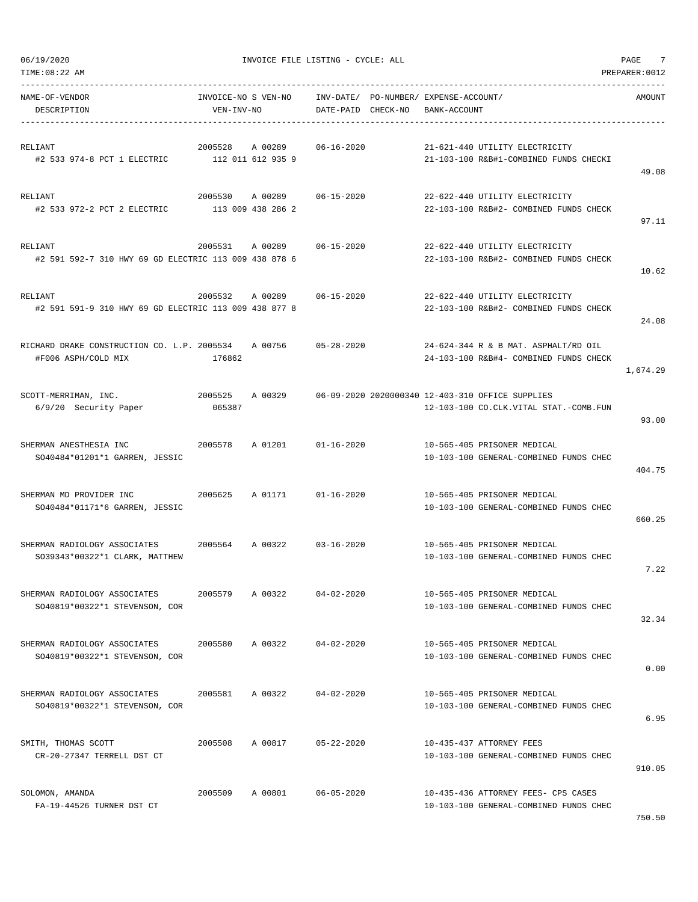06/19/2020 INVOICE FILE LISTING - CYCLE: ALL

TIME:08:22 AM PREPARER:0012

| NAME-OF-VENDOR<br>DESCRIPTION | INVOICE-NO S VEN-NO<br>VEN-INV-NO | INV-DATE/<br>DATE-PAID | PO-NUMBER/<br>CHECK-NO | EXPENSE-ACCOUNT/<br>BANK-ACCOUNT | AMOUNT |
|---|---|---|---|---|---|
| RELIANT<br>#2 533 974-8 PCT 1 ELECTRIC | 2005528 A 00289<br>112 011 612 935 9 | 06-16-2020 | | 21-621-440 UTILITY ELECTRICITY<br>21-103-100 R&B#1-COMBINED FUNDS CHECKI | 49.08 |
| RELIANT<br>#2 533 972-2 PCT 2 ELECTRIC | 2005530 A 00289<br>113 009 438 286 2 | 06-15-2020 | | 22-622-440 UTILITY ELECTRICITY<br>22-103-100 R&B#2- COMBINED FUNDS CHECK | 97.11 |
| RELIANT<br>#2 591 592-7 310 HWY 69 GD ELECTRIC | 2005531 A 00289<br>113 009 438 878 6 | 06-15-2020 | | 22-622-440 UTILITY ELECTRICITY<br>22-103-100 R&B#2- COMBINED FUNDS CHECK | 10.62 |
| RELIANT<br>#2 591 591-9 310 HWY 69 GD ELECTRIC | 2005532 A 00289<br>113 009 438 877 8 | 06-15-2020 | | 22-622-440 UTILITY ELECTRICITY<br>22-103-100 R&B#2- COMBINED FUNDS CHECK | 24.08 |
| RICHARD DRAKE CONSTRUCTION CO. L.P.<br>#F006 ASPH/COLD MIX | 2005534 A 00756<br>176862 | 05-28-2020 | | 24-624-344 R & B MAT. ASPHALT/RD OIL<br>24-103-100 R&B#4- COMBINED FUNDS CHECK | 1,674.29 |
| SCOTT-MERRIMAN, INC.<br>6/9/20 Security Paper | 2005525 A 00329<br>065387 | 06-09-2020 | 2020000340 | 12-403-310 OFFICE SUPPLIES<br>12-103-100 CO.CLK.VITAL STAT.-COMB.FUN | 93.00 |
| SHERMAN ANESTHESIA INC<br>SO40484*01201*1 GARREN, JESSIC | 2005578 A 01201 | 01-16-2020 | | 10-565-405 PRISONER MEDICAL<br>10-103-100 GENERAL-COMBINED FUNDS CHEC | 404.75 |
| SHERMAN MD PROVIDER INC<br>SO40484*01171*6 GARREN, JESSIC | 2005625 A 01171 | 01-16-2020 | | 10-565-405 PRISONER MEDICAL<br>10-103-100 GENERAL-COMBINED FUNDS CHEC | 660.25 |
| SHERMAN RADIOLOGY ASSOCIATES<br>SO39343*00322*1 CLARK, MATTHEW | 2005564 A 00322 | 03-16-2020 | | 10-565-405 PRISONER MEDICAL<br>10-103-100 GENERAL-COMBINED FUNDS CHEC | 7.22 |
| SHERMAN RADIOLOGY ASSOCIATES<br>SO40819*00322*1 STEVENSON, COR | 2005579 A 00322 | 04-02-2020 | | 10-565-405 PRISONER MEDICAL<br>10-103-100 GENERAL-COMBINED FUNDS CHEC | 32.34 |
| SHERMAN RADIOLOGY ASSOCIATES<br>SO40819*00322*1 STEVENSON, COR | 2005580 A 00322 | 04-02-2020 | | 10-565-405 PRISONER MEDICAL<br>10-103-100 GENERAL-COMBINED FUNDS CHEC | 0.00 |
| SHERMAN RADIOLOGY ASSOCIATES<br>SO40819*00322*1 STEVENSON, COR | 2005581 A 00322 | 04-02-2020 | | 10-565-405 PRISONER MEDICAL<br>10-103-100 GENERAL-COMBINED FUNDS CHEC | 6.95 |
| SMITH, THOMAS SCOTT<br>CR-20-27347 TERRELL DST CT | 2005508 A 00817 | 05-22-2020 | | 10-435-437 ATTORNEY FEES<br>10-103-100 GENERAL-COMBINED FUNDS CHEC | 910.05 |
| SOLOMON, AMANDA<br>FA-19-44526 TURNER DST CT | 2005509 A 00801 | 06-05-2020 | | 10-435-436 ATTORNEY FEES- CPS CASES<br>10-103-100 GENERAL-COMBINED FUNDS CHEC | 750.50 |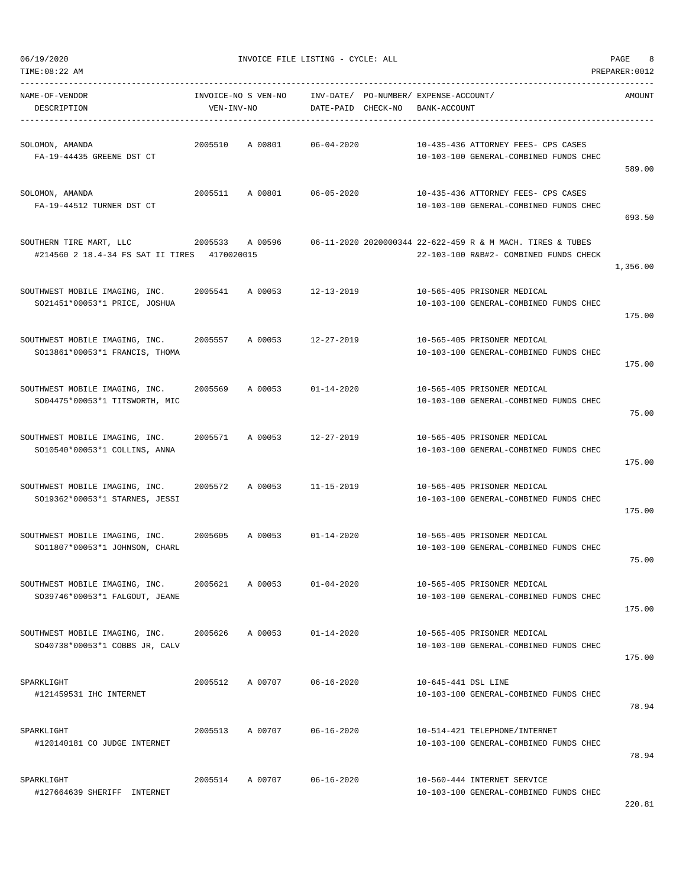06/19/2020 INVOICE FILE LISTING - CYCLE: ALL

TIME:08:22 AM PREPARER:0012

| NAME-OF-VENDOR / DESCRIPTION | INVOICE-NO S VEN-NO / VEN-INV-NO | INV-DATE/ DATE-PAID | PO-NUMBER/ CHECK-NO | EXPENSE-ACCOUNT/ BANK-ACCOUNT | AMOUNT |
|---|---|---|---|---|---|
| SOLOMON, AMANDA<br>FA-19-44435 GREENE DST CT | 2005510 A 00801 | 06-04-2020 | | 10-435-436 ATTORNEY FEES- CPS CASES<br>10-103-100 GENERAL-COMBINED FUNDS CHEC | 589.00 |
| SOLOMON, AMANDA<br>FA-19-44512 TURNER DST CT | 2005511 A 00801 | 06-05-2020 | | 10-435-436 ATTORNEY FEES- CPS CASES<br>10-103-100 GENERAL-COMBINED FUNDS CHEC | 693.50 |
| SOUTHERN TIRE MART, LLC<br>#214560 2 18.4-34 FS SAT II TIRES | 2005533 A 00596<br>4170020015 | 06-11-2020 | 2020000344 | 22-622-459 R & M MACH. TIRES & TUBES<br>22-103-100 R&B#2- COMBINED FUNDS CHECK | 1,356.00 |
| SOUTHWEST MOBILE IMAGING, INC.<br>SO21451*00053*1 PRICE, JOSHUA | 2005541 A 00053 | 12-13-2019 | | 10-565-405 PRISONER MEDICAL<br>10-103-100 GENERAL-COMBINED FUNDS CHEC | 175.00 |
| SOUTHWEST MOBILE IMAGING, INC.<br>SO13861*00053*1 FRANCIS, THOMA | 2005557 A 00053 | 12-27-2019 | | 10-565-405 PRISONER MEDICAL<br>10-103-100 GENERAL-COMBINED FUNDS CHEC | 175.00 |
| SOUTHWEST MOBILE IMAGING, INC.<br>SO04475*00053*1 TITSWORTH, MIC | 2005569 A 00053 | 01-14-2020 | | 10-565-405 PRISONER MEDICAL<br>10-103-100 GENERAL-COMBINED FUNDS CHEC | 75.00 |
| SOUTHWEST MOBILE IMAGING, INC.<br>SO10540*00053*1 COLLINS, ANNA | 2005571 A 00053 | 12-27-2019 | | 10-565-405 PRISONER MEDICAL<br>10-103-100 GENERAL-COMBINED FUNDS CHEC | 175.00 |
| SOUTHWEST MOBILE IMAGING, INC.<br>SO19362*00053*1 STARNES, JESSI | 2005572 A 00053 | 11-15-2019 | | 10-565-405 PRISONER MEDICAL<br>10-103-100 GENERAL-COMBINED FUNDS CHEC | 175.00 |
| SOUTHWEST MOBILE IMAGING, INC.<br>SO11807*00053*1 JOHNSON, CHARL | 2005605 A 00053 | 01-14-2020 | | 10-565-405 PRISONER MEDICAL<br>10-103-100 GENERAL-COMBINED FUNDS CHEC | 75.00 |
| SOUTHWEST MOBILE IMAGING, INC.<br>SO39746*00053*1 FALGOUT, JEANE | 2005621 A 00053 | 01-04-2020 | | 10-565-405 PRISONER MEDICAL<br>10-103-100 GENERAL-COMBINED FUNDS CHEC | 175.00 |
| SOUTHWEST MOBILE IMAGING, INC.<br>SO40738*00053*1 COBBS JR, CALV | 2005626 A 00053 | 01-14-2020 | | 10-565-405 PRISONER MEDICAL<br>10-103-100 GENERAL-COMBINED FUNDS CHEC | 175.00 |
| SPARKLIGHT<br>#121459531 IHC INTERNET | 2005512 A 00707 | 06-16-2020 | | 10-645-441 DSL LINE<br>10-103-100 GENERAL-COMBINED FUNDS CHEC | 78.94 |
| SPARKLIGHT<br>#120140181 CO JUDGE INTERNET | 2005513 A 00707 | 06-16-2020 | | 10-514-421 TELEPHONE/INTERNET<br>10-103-100 GENERAL-COMBINED FUNDS CHEC | 78.94 |
| SPARKLIGHT<br>#127664639 SHERIFF INTERNET | 2005514 A 00707 | 06-16-2020 | | 10-560-444 INTERNET SERVICE<br>10-103-100 GENERAL-COMBINED FUNDS CHEC | 220.81 |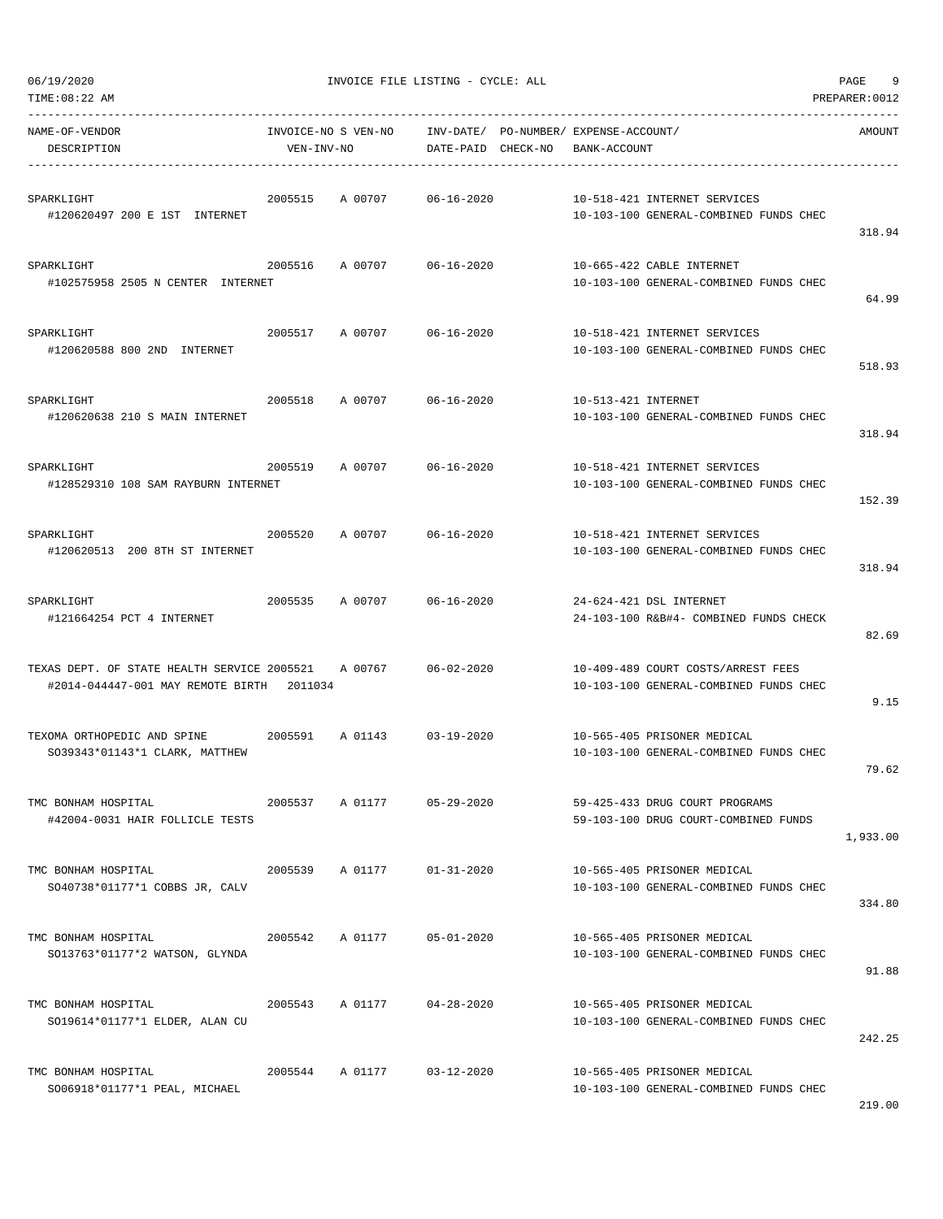06/19/2020 INVOICE FILE LISTING - CYCLE: ALL
TIME:08:22 AM PREPARER:0012

| NAME-OF-VENDOR / DESCRIPTION | INVOICE-NO | S VEN-NO / VEN-INV-NO | INV-DATE/ DATE-PAID | PO-NUMBER/ CHECK-NO | EXPENSE-ACCOUNT/ BANK-ACCOUNT | AMOUNT |
|---|---|---|---|---|---|---|
| SPARKLIGHT<br>#120620497 200 E 1ST INTERNET | 2005515 | A 00707 | 06-16-2020 | | 10-518-421 INTERNET SERVICES<br>10-103-100 GENERAL-COMBINED FUNDS CHEC | 318.94 |
| SPARKLIGHT<br>#102575958 2505 N CENTER INTERNET | 2005516 | A 00707 | 06-16-2020 | | 10-665-422 CABLE INTERNET<br>10-103-100 GENERAL-COMBINED FUNDS CHEC | 64.99 |
| SPARKLIGHT<br>#120620588 800 2ND INTERNET | 2005517 | A 00707 | 06-16-2020 | | 10-518-421 INTERNET SERVICES<br>10-103-100 GENERAL-COMBINED FUNDS CHEC | 518.93 |
| SPARKLIGHT<br>#120620638 210 S MAIN INTERNET | 2005518 | A 00707 | 06-16-2020 | | 10-513-421 INTERNET<br>10-103-100 GENERAL-COMBINED FUNDS CHEC | 318.94 |
| SPARKLIGHT<br>#128529310 108 SAM RAYBURN INTERNET | 2005519 | A 00707 | 06-16-2020 | | 10-518-421 INTERNET SERVICES<br>10-103-100 GENERAL-COMBINED FUNDS CHEC | 152.39 |
| SPARKLIGHT<br>#120620513 200 8TH ST INTERNET | 2005520 | A 00707 | 06-16-2020 | | 10-518-421 INTERNET SERVICES<br>10-103-100 GENERAL-COMBINED FUNDS CHEC | 318.94 |
| SPARKLIGHT<br>#121664254 PCT 4 INTERNET | 2005535 | A 00707 | 06-16-2020 | | 24-624-421 DSL INTERNET<br>24-103-100 R&B#4- COMBINED FUNDS CHECK | 82.69 |
| TEXAS DEPT. OF STATE HEALTH SERVICE<br>#2014-044447-001 MAY REMOTE BIRTH | 2005521 | A 00767<br>2011034 | 06-02-2020 | | 10-409-489 COURT COSTS/ARREST FEES<br>10-103-100 GENERAL-COMBINED FUNDS CHEC | 9.15 |
| TEXOMA ORTHOPEDIC AND SPINE<br>SO39343*01143*1 CLARK, MATTHEW | 2005591 | A 01143 | 03-19-2020 | | 10-565-405 PRISONER MEDICAL<br>10-103-100 GENERAL-COMBINED FUNDS CHEC | 79.62 |
| TMC BONHAM HOSPITAL<br>#42004-0031 HAIR FOLLICLE TESTS | 2005537 | A 01177 | 05-29-2020 | | 59-425-433 DRUG COURT PROGRAMS<br>59-103-100 DRUG COURT-COMBINED FUNDS | 1,933.00 |
| TMC BONHAM HOSPITAL<br>SO40738*01177*1 COBBS JR, CALV | 2005539 | A 01177 | 01-31-2020 | | 10-565-405 PRISONER MEDICAL<br>10-103-100 GENERAL-COMBINED FUNDS CHEC | 334.80 |
| TMC BONHAM HOSPITAL<br>SO13763*01177*2 WATSON, GLYNDA | 2005542 | A 01177 | 05-01-2020 | | 10-565-405 PRISONER MEDICAL<br>10-103-100 GENERAL-COMBINED FUNDS CHEC | 91.88 |
| TMC BONHAM HOSPITAL<br>SO19614*01177*1 ELDER, ALAN CU | 2005543 | A 01177 | 04-28-2020 | | 10-565-405 PRISONER MEDICAL<br>10-103-100 GENERAL-COMBINED FUNDS CHEC | 242.25 |
| TMC BONHAM HOSPITAL<br>SO06918*01177*1 PEAL, MICHAEL | 2005544 | A 01177 | 03-12-2020 | | 10-565-405 PRISONER MEDICAL<br>10-103-100 GENERAL-COMBINED FUNDS CHEC | 219.00 |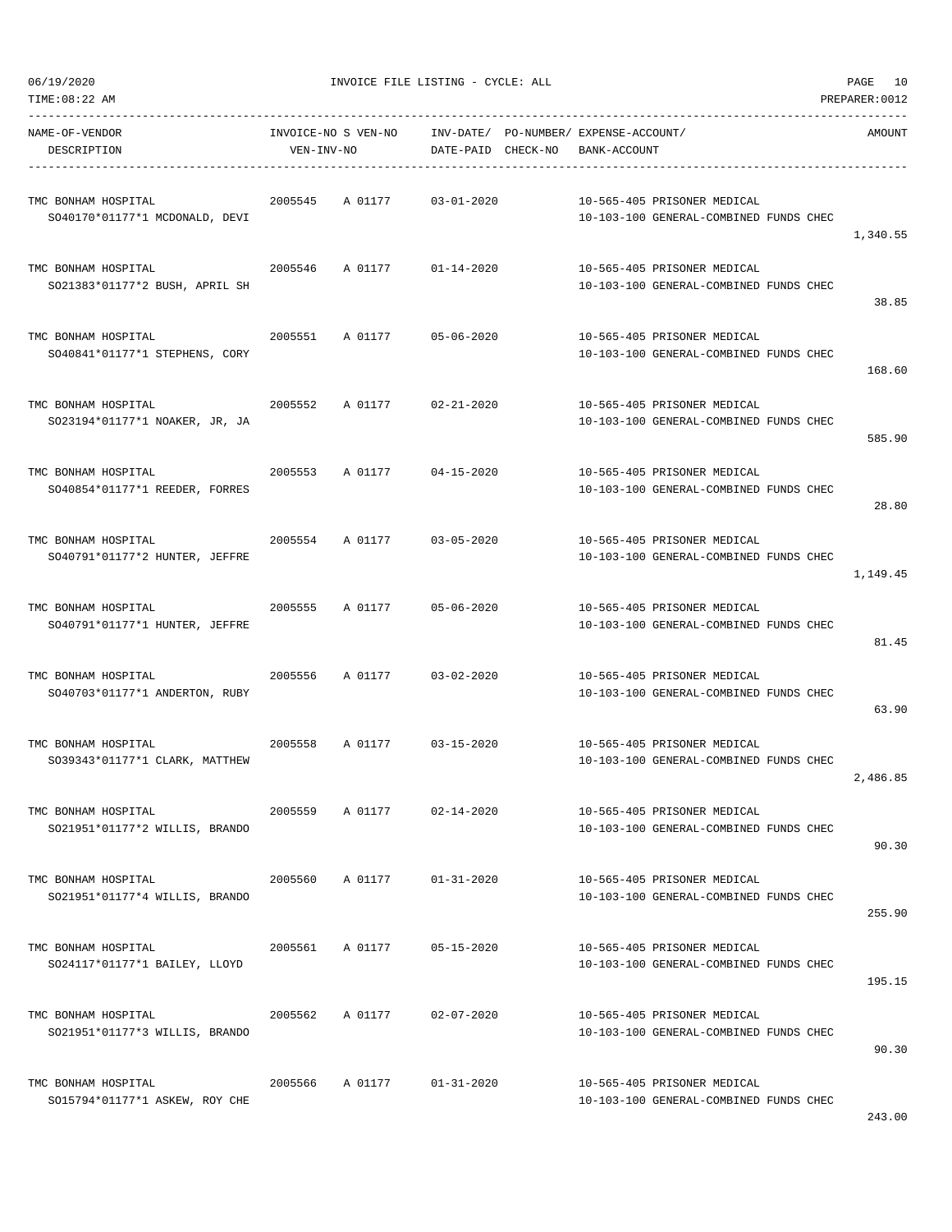INVOICE FILE LISTING - CYCLE: ALL

| NAME-OF-VENDOR / DESCRIPTION | INVOICE-NO | S VEN-NO / VEN-INV-NO | INV-DATE/ DATE-PAID | PO-NUMBER/ CHECK-NO | EXPENSE-ACCOUNT/ BANK-ACCOUNT | AMOUNT |
|---|---|---|---|---|---|---|
| TMC BONHAM HOSPITAL<br>SO40170*01177*1 MCDONALD, DEVI | 2005545 | A 01177 | 03-01-2020 | | 10-565-405 PRISONER MEDICAL<br>10-103-100 GENERAL-COMBINED FUNDS CHEC | 1,340.55 |
| TMC BONHAM HOSPITAL<br>SO21383*01177*2 BUSH, APRIL SH | 2005546 | A 01177 | 01-14-2020 | | 10-565-405 PRISONER MEDICAL<br>10-103-100 GENERAL-COMBINED FUNDS CHEC | 38.85 |
| TMC BONHAM HOSPITAL<br>SO40841*01177*1 STEPHENS, CORY | 2005551 | A 01177 | 05-06-2020 | | 10-565-405 PRISONER MEDICAL<br>10-103-100 GENERAL-COMBINED FUNDS CHEC | 168.60 |
| TMC BONHAM HOSPITAL<br>SO23194*01177*1 NOAKER, JR, JA | 2005552 | A 01177 | 02-21-2020 | | 10-565-405 PRISONER MEDICAL<br>10-103-100 GENERAL-COMBINED FUNDS CHEC | 585.90 |
| TMC BONHAM HOSPITAL<br>SO40854*01177*1 REEDER, FORRES | 2005553 | A 01177 | 04-15-2020 | | 10-565-405 PRISONER MEDICAL<br>10-103-100 GENERAL-COMBINED FUNDS CHEC | 28.80 |
| TMC BONHAM HOSPITAL<br>SO40791*01177*2 HUNTER, JEFFRE | 2005554 | A 01177 | 03-05-2020 | | 10-565-405 PRISONER MEDICAL<br>10-103-100 GENERAL-COMBINED FUNDS CHEC | 1,149.45 |
| TMC BONHAM HOSPITAL<br>SO40791*01177*1 HUNTER, JEFFRE | 2005555 | A 01177 | 05-06-2020 | | 10-565-405 PRISONER MEDICAL<br>10-103-100 GENERAL-COMBINED FUNDS CHEC | 81.45 |
| TMC BONHAM HOSPITAL<br>SO40703*01177*1 ANDERTON, RUBY | 2005556 | A 01177 | 03-02-2020 | | 10-565-405 PRISONER MEDICAL<br>10-103-100 GENERAL-COMBINED FUNDS CHEC | 63.90 |
| TMC BONHAM HOSPITAL<br>SO39343*01177*1 CLARK, MATTHEW | 2005558 | A 01177 | 03-15-2020 | | 10-565-405 PRISONER MEDICAL<br>10-103-100 GENERAL-COMBINED FUNDS CHEC | 2,486.85 |
| TMC BONHAM HOSPITAL<br>SO21951*01177*2 WILLIS, BRANDO | 2005559 | A 01177 | 02-14-2020 | | 10-565-405 PRISONER MEDICAL<br>10-103-100 GENERAL-COMBINED FUNDS CHEC | 90.30 |
| TMC BONHAM HOSPITAL<br>SO21951*01177*4 WILLIS, BRANDO | 2005560 | A 01177 | 01-31-2020 | | 10-565-405 PRISONER MEDICAL<br>10-103-100 GENERAL-COMBINED FUNDS CHEC | 255.90 |
| TMC BONHAM HOSPITAL<br>SO24117*01177*1 BAILEY, LLOYD | 2005561 | A 01177 | 05-15-2020 | | 10-565-405 PRISONER MEDICAL<br>10-103-100 GENERAL-COMBINED FUNDS CHEC | 195.15 |
| TMC BONHAM HOSPITAL<br>SO21951*01177*3 WILLIS, BRANDO | 2005562 | A 01177 | 02-07-2020 | | 10-565-405 PRISONER MEDICAL<br>10-103-100 GENERAL-COMBINED FUNDS CHEC | 90.30 |
| TMC BONHAM HOSPITAL<br>SO15794*01177*1 ASKEW, ROY CHE | 2005566 | A 01177 | 01-31-2020 | | 10-565-405 PRISONER MEDICAL<br>10-103-100 GENERAL-COMBINED FUNDS CHEC | 243.00 |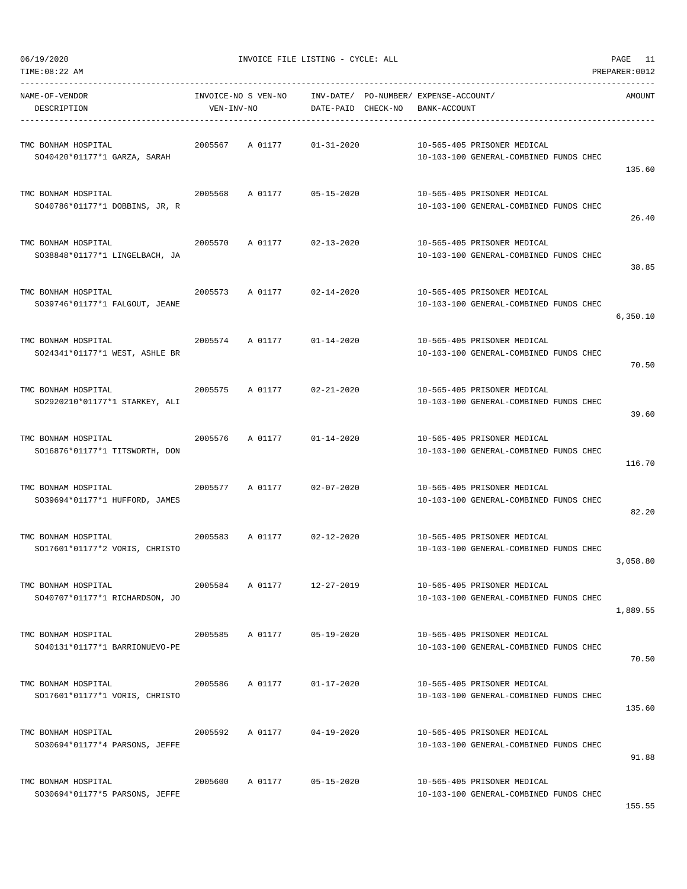06/19/2020 INVOICE FILE LISTING - CYCLE: ALL
TIME:08:22 AM PREPARER:0012

| NAME-OF-VENDOR / DESCRIPTION | INVOICE-NO | S | VEN-NO / VEN-INV-NO | INV-DATE/ DATE-PAID | PO-NUMBER/ CHECK-NO | EXPENSE-ACCOUNT/ BANK-ACCOUNT | AMOUNT |
|---|---|---|---|---|---|---|---|
| TMC BONHAM HOSPITAL<br>SO40420*01177*1 GARZA, SARAH | 2005567 | A | 01177 | 01-31-2020 | | 10-565-405 PRISONER MEDICAL<br>10-103-100 GENERAL-COMBINED FUNDS CHEC | 135.60 |
| TMC BONHAM HOSPITAL<br>SO40786*01177*1 DOBBINS, JR, R | 2005568 | A | 01177 | 05-15-2020 | | 10-565-405 PRISONER MEDICAL<br>10-103-100 GENERAL-COMBINED FUNDS CHEC | 26.40 |
| TMC BONHAM HOSPITAL<br>SO38848*01177*1 LINGELBACH, JA | 2005570 | A | 01177 | 02-13-2020 | | 10-565-405 PRISONER MEDICAL<br>10-103-100 GENERAL-COMBINED FUNDS CHEC | 38.85 |
| TMC BONHAM HOSPITAL<br>SO39746*01177*1 FALGOUT, JEANE | 2005573 | A | 01177 | 02-14-2020 | | 10-565-405 PRISONER MEDICAL<br>10-103-100 GENERAL-COMBINED FUNDS CHEC | 6,350.10 |
| TMC BONHAM HOSPITAL<br>SO24341*01177*1 WEST, ASHLE BR | 2005574 | A | 01177 | 01-14-2020 | | 10-565-405 PRISONER MEDICAL<br>10-103-100 GENERAL-COMBINED FUNDS CHEC | 70.50 |
| TMC BONHAM HOSPITAL<br>SO2920210*01177*1 STARKEY, ALI | 2005575 | A | 01177 | 02-21-2020 | | 10-565-405 PRISONER MEDICAL<br>10-103-100 GENERAL-COMBINED FUNDS CHEC | 39.60 |
| TMC BONHAM HOSPITAL<br>SO16876*01177*1 TITSWORTH, DON | 2005576 | A | 01177 | 01-14-2020 | | 10-565-405 PRISONER MEDICAL<br>10-103-100 GENERAL-COMBINED FUNDS CHEC | 116.70 |
| TMC BONHAM HOSPITAL<br>SO39694*01177*1 HUFFORD, JAMES | 2005577 | A | 01177 | 02-07-2020 | | 10-565-405 PRISONER MEDICAL<br>10-103-100 GENERAL-COMBINED FUNDS CHEC | 82.20 |
| TMC BONHAM HOSPITAL<br>SO17601*01177*2 VORIS, CHRISTO | 2005583 | A | 01177 | 02-12-2020 | | 10-565-405 PRISONER MEDICAL<br>10-103-100 GENERAL-COMBINED FUNDS CHEC | 3,058.80 |
| TMC BONHAM HOSPITAL<br>SO40707*01177*1 RICHARDSON, JO | 2005584 | A | 01177 | 12-27-2019 | | 10-565-405 PRISONER MEDICAL<br>10-103-100 GENERAL-COMBINED FUNDS CHEC | 1,889.55 |
| TMC BONHAM HOSPITAL<br>SO40131*01177*1 BARRIONUEVO-PE | 2005585 | A | 01177 | 05-19-2020 | | 10-565-405 PRISONER MEDICAL<br>10-103-100 GENERAL-COMBINED FUNDS CHEC | 70.50 |
| TMC BONHAM HOSPITAL<br>SO17601*01177*1 VORIS, CHRISTO | 2005586 | A | 01177 | 01-17-2020 | | 10-565-405 PRISONER MEDICAL<br>10-103-100 GENERAL-COMBINED FUNDS CHEC | 135.60 |
| TMC BONHAM HOSPITAL<br>SO30694*01177*4 PARSONS, JEFFE | 2005592 | A | 01177 | 04-19-2020 | | 10-565-405 PRISONER MEDICAL<br>10-103-100 GENERAL-COMBINED FUNDS CHEC | 91.88 |
| TMC BONHAM HOSPITAL<br>SO30694*01177*5 PARSONS, JEFFE | 2005600 | A | 01177 | 05-15-2020 | | 10-565-405 PRISONER MEDICAL<br>10-103-100 GENERAL-COMBINED FUNDS CHEC | 155.55 |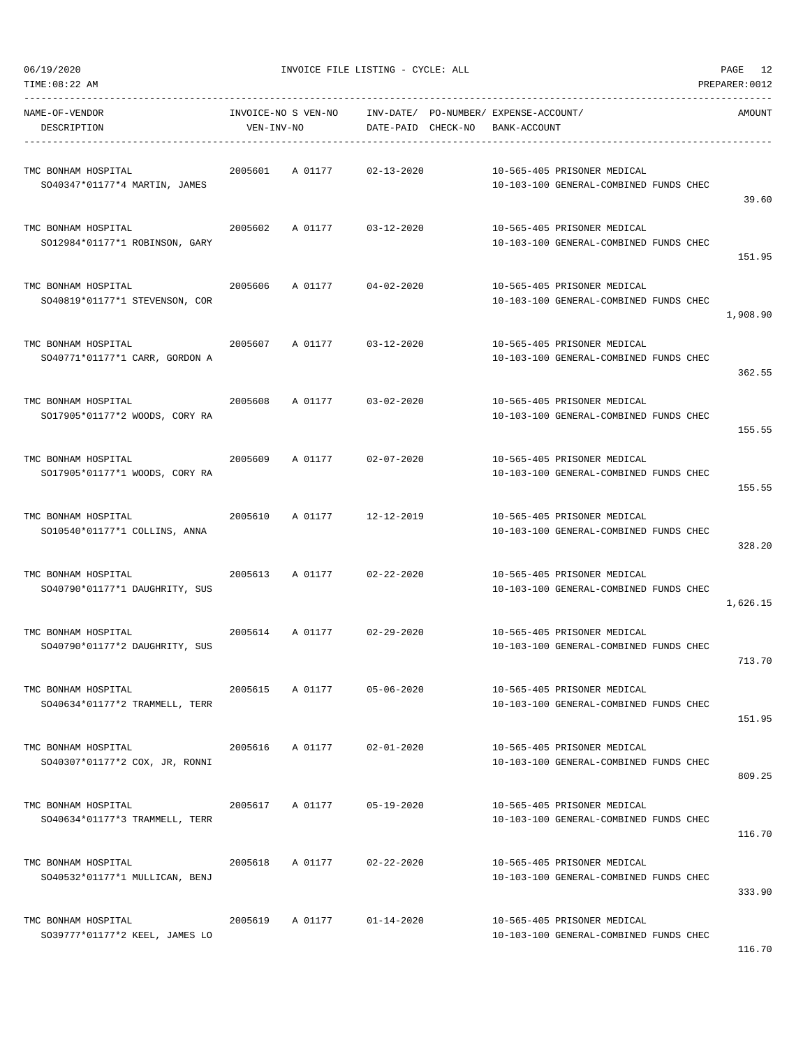06/19/2020 INVOICE FILE LISTING - CYCLE: ALL

TIME:08:22 AM PREPARER:0012

| NAME-OF-VENDOR<br>DESCRIPTION | INVOICE-NO S VEN-NO<br>VEN-INV-NO | INV-DATE/<br>DATE-PAID | PO-NUMBER/<br>CHECK-NO | EXPENSE-ACCOUNT/<br>BANK-ACCOUNT | AMOUNT |
|---|---|---|---|---|---|
| TMC BONHAM HOSPITAL<br>SO40347*01177*4 MARTIN, JAMES | 2005601 A 01177 | 02-13-2020 | | 10-565-405 PRISONER MEDICAL<br>10-103-100 GENERAL-COMBINED FUNDS CHEC | 39.60 |
| TMC BONHAM HOSPITAL<br>SO12984*01177*1 ROBINSON, GARY | 2005602 A 01177 | 03-12-2020 | | 10-565-405 PRISONER MEDICAL<br>10-103-100 GENERAL-COMBINED FUNDS CHEC | 151.95 |
| TMC BONHAM HOSPITAL<br>SO40819*01177*1 STEVENSON, COR | 2005606 A 01177 | 04-02-2020 | | 10-565-405 PRISONER MEDICAL<br>10-103-100 GENERAL-COMBINED FUNDS CHEC | 1,908.90 |
| TMC BONHAM HOSPITAL<br>SO40771*01177*1 CARR, GORDON A | 2005607 A 01177 | 03-12-2020 | | 10-565-405 PRISONER MEDICAL<br>10-103-100 GENERAL-COMBINED FUNDS CHEC | 362.55 |
| TMC BONHAM HOSPITAL<br>SO17905*01177*2 WOODS, CORY RA | 2005608 A 01177 | 03-02-2020 | | 10-565-405 PRISONER MEDICAL<br>10-103-100 GENERAL-COMBINED FUNDS CHEC | 155.55 |
| TMC BONHAM HOSPITAL<br>SO17905*01177*1 WOODS, CORY RA | 2005609 A 01177 | 02-07-2020 | | 10-565-405 PRISONER MEDICAL<br>10-103-100 GENERAL-COMBINED FUNDS CHEC | 155.55 |
| TMC BONHAM HOSPITAL<br>SO10540*01177*1 COLLINS, ANNA | 2005610 A 01177 | 12-12-2019 | | 10-565-405 PRISONER MEDICAL<br>10-103-100 GENERAL-COMBINED FUNDS CHEC | 328.20 |
| TMC BONHAM HOSPITAL<br>SO40790*01177*1 DAUGHRITY, SUS | 2005613 A 01177 | 02-22-2020 | | 10-565-405 PRISONER MEDICAL<br>10-103-100 GENERAL-COMBINED FUNDS CHEC | 1,626.15 |
| TMC BONHAM HOSPITAL<br>SO40790*01177*2 DAUGHRITY, SUS | 2005614 A 01177 | 02-29-2020 | | 10-565-405 PRISONER MEDICAL<br>10-103-100 GENERAL-COMBINED FUNDS CHEC | 713.70 |
| TMC BONHAM HOSPITAL<br>SO40634*01177*2 TRAMMELL, TERR | 2005615 A 01177 | 05-06-2020 | | 10-565-405 PRISONER MEDICAL<br>10-103-100 GENERAL-COMBINED FUNDS CHEC | 151.95 |
| TMC BONHAM HOSPITAL<br>SO40307*01177*2 COX, JR, RONNI | 2005616 A 01177 | 02-01-2020 | | 10-565-405 PRISONER MEDICAL<br>10-103-100 GENERAL-COMBINED FUNDS CHEC | 809.25 |
| TMC BONHAM HOSPITAL<br>SO40634*01177*3 TRAMMELL, TERR | 2005617 A 01177 | 05-19-2020 | | 10-565-405 PRISONER MEDICAL<br>10-103-100 GENERAL-COMBINED FUNDS CHEC | 116.70 |
| TMC BONHAM HOSPITAL<br>SO40532*01177*1 MULLICAN, BENJ | 2005618 A 01177 | 02-22-2020 | | 10-565-405 PRISONER MEDICAL<br>10-103-100 GENERAL-COMBINED FUNDS CHEC | 333.90 |
| TMC BONHAM HOSPITAL<br>SO39777*01177*2 KEEL, JAMES LO | 2005619 A 01177 | 01-14-2020 | | 10-565-405 PRISONER MEDICAL<br>10-103-100 GENERAL-COMBINED FUNDS CHEC | 116.70 |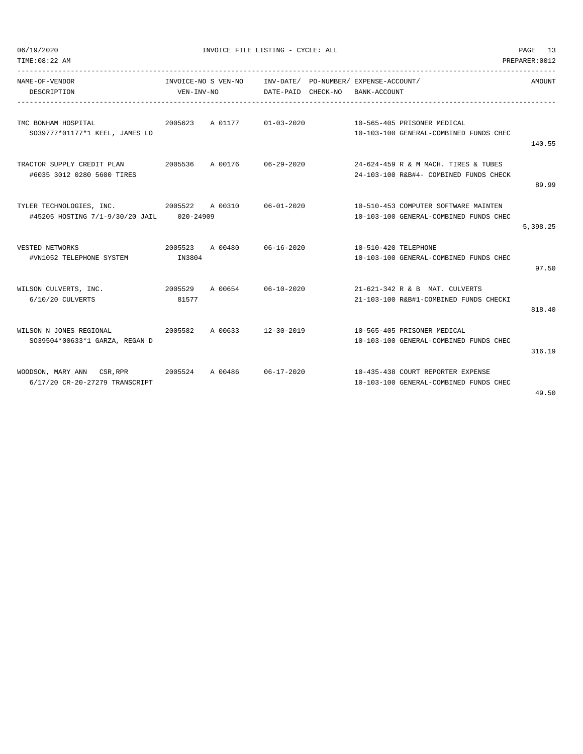06/19/2020 INVOICE FILE LISTING - CYCLE: ALL PAGE 13

TIME:08:22 AM PREPARER:0012

| NAME-OF-VENDOR<br>DESCRIPTION | INVOICE-NO S VEN-NO<br>VEN-INV-NO | INV-DATE/ PO-NUMBER/<br>DATE-PAID CHECK-NO | EXPENSE-ACCOUNT/<br>BANK-ACCOUNT | AMOUNT |
|---|---|---|---|---|
| TMC BONHAM HOSPITAL<br>SO39777*01177*1 KEEL, JAMES LO | 2005623 A 01177 | 01-03-2020 | 10-565-405 PRISONER MEDICAL<br>10-103-100 GENERAL-COMBINED FUNDS CHEC | 140.55 |
| TRACTOR SUPPLY CREDIT PLAN<br>#6035 3012 0280 5600 TIRES | 2005536 A 00176 | 06-29-2020 | 24-624-459 R & M MACH. TIRES & TUBES<br>24-103-100 R&B#4- COMBINED FUNDS CHECK | 89.99 |
| TYLER TECHNOLOGIES, INC.<br>#45205 HOSTING 7/1-9/30/20 JAIL | 2005522 A 00310<br>020-24909 | 06-01-2020 | 10-510-453 COMPUTER SOFTWARE MAINTEN<br>10-103-100 GENERAL-COMBINED FUNDS CHEC | 5,398.25 |
| VESTED NETWORKS<br>#VN1052 TELEPHONE SYSTEM | 2005523 A 00480<br>IN3804 | 06-16-2020 | 10-510-420 TELEPHONE<br>10-103-100 GENERAL-COMBINED FUNDS CHEC | 97.50 |
| WILSON CULVERTS, INC.<br>6/10/20 CULVERTS | 2005529 A 00654<br>81577 | 06-10-2020 | 21-621-342 R & B MAT. CULVERTS<br>21-103-100 R&B#1-COMBINED FUNDS CHECKI | 818.40 |
| WILSON N JONES REGIONAL<br>SO39504*00633*1 GARZA, REGAN D | 2005582 A 00633 | 12-30-2019 | 10-565-405 PRISONER MEDICAL<br>10-103-100 GENERAL-COMBINED FUNDS CHEC | 316.19 |
| WOODSON, MARY ANN CSR,RPR<br>6/17/20 CR-20-27279 TRANSCRIPT | 2005524 A 00486 | 06-17-2020 | 10-435-438 COURT REPORTER EXPENSE<br>10-103-100 GENERAL-COMBINED FUNDS CHEC | 49.50 |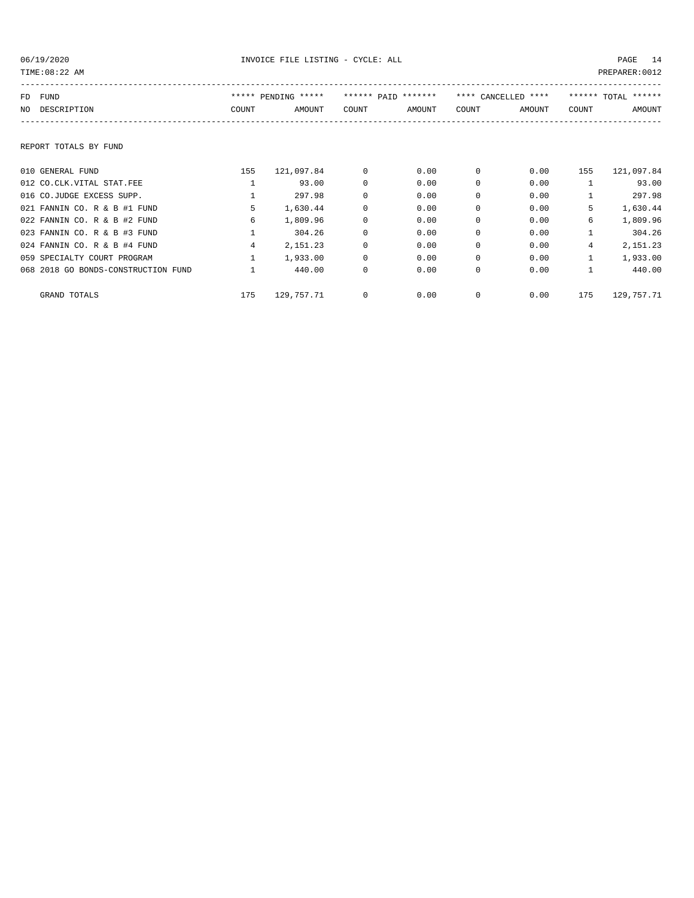| FD NO | FUND DESCRIPTION | ***** PENDING ***** COUNT | AMOUNT | ****** PAID ******* COUNT | AMOUNT | **** CANCELLED **** COUNT | AMOUNT | ****** TOTAL ****** COUNT | AMOUNT |
|---|---|---|---|---|---|---|---|---|---|
| | REPORT TOTALS BY FUND | | | | | | | | |
| 010 | GENERAL FUND | 155 | 121,097.84 | 0 | 0.00 | 0 | 0.00 | 155 | 121,097.84 |
| 012 | CO.CLK.VITAL STAT.FEE | 1 | 93.00 | 0 | 0.00 | 0 | 0.00 | 1 | 93.00 |
| 016 | CO.JUDGE EXCESS SUPP. | 1 | 297.98 | 0 | 0.00 | 0 | 0.00 | 1 | 297.98 |
| 021 | FANNIN CO. R & B #1 FUND | 5 | 1,630.44 | 0 | 0.00 | 0 | 0.00 | 5 | 1,630.44 |
| 022 | FANNIN CO. R & B #2 FUND | 6 | 1,809.96 | 0 | 0.00 | 0 | 0.00 | 6 | 1,809.96 |
| 023 | FANNIN CO. R & B #3 FUND | 1 | 304.26 | 0 | 0.00 | 0 | 0.00 | 1 | 304.26 |
| 024 | FANNIN CO. R & B #4 FUND | 4 | 2,151.23 | 0 | 0.00 | 0 | 0.00 | 4 | 2,151.23 |
| 059 | SPECIALTY COURT PROGRAM | 1 | 1,933.00 | 0 | 0.00 | 0 | 0.00 | 1 | 1,933.00 |
| 068 | 2018 GO BONDS-CONSTRUCTION FUND | 1 | 440.00 | 0 | 0.00 | 0 | 0.00 | 1 | 440.00 |
| | GRAND TOTALS | 175 | 129,757.71 | 0 | 0.00 | 0 | 0.00 | 175 | 129,757.71 |